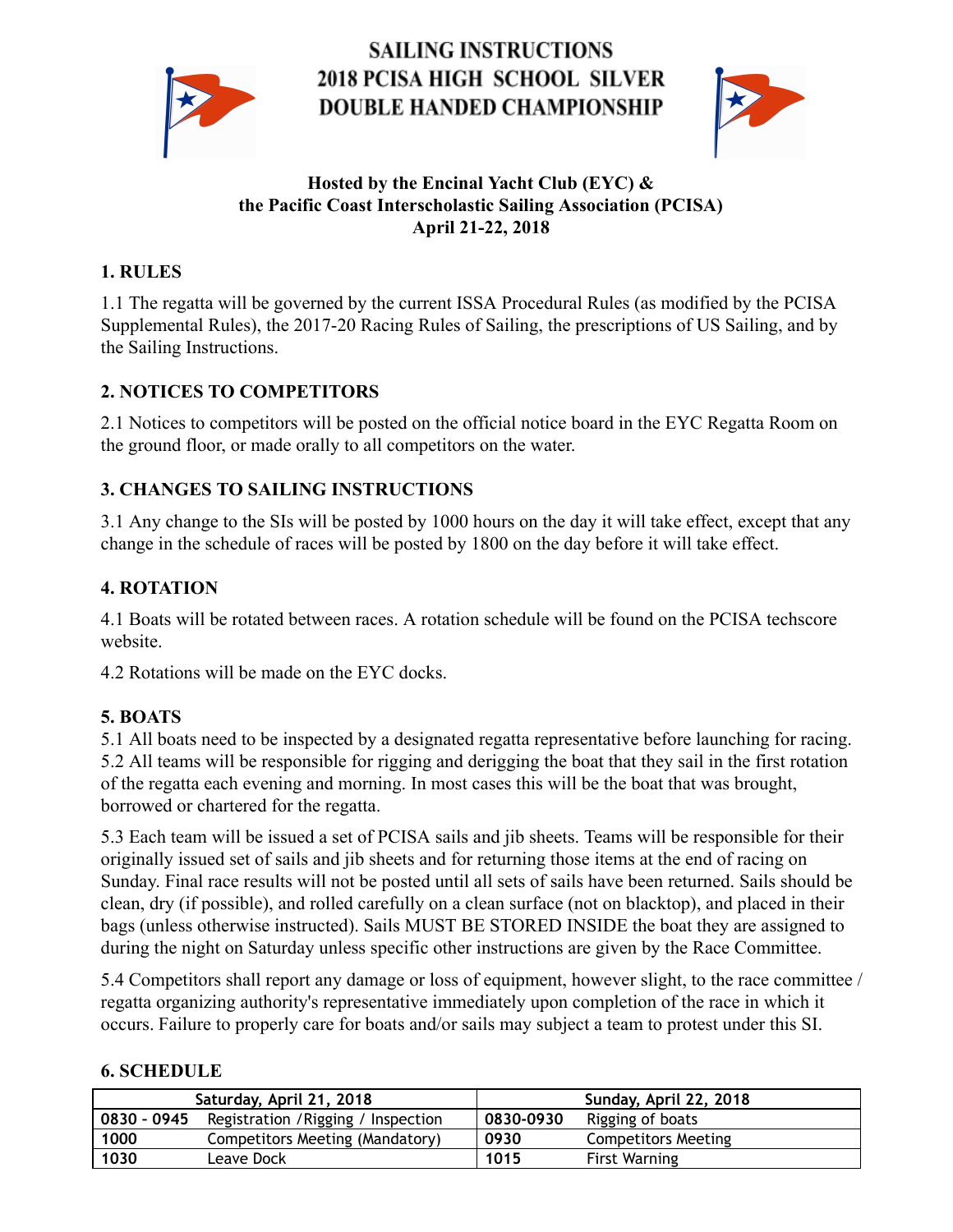# SAILING INSTRUCTIONS
# 2018 PCISA HIGH SCHOOL SILVER DOUBLE HANDED CHAMPIONSHIP

**Hosted by the Encinal Yacht Club (EYC) &**
**the Pacific Coast Interscholastic Sailing Association (PCISA)**
**April 21-22, 2018**

## 1. RULES

1.1 The regatta will be governed by the current ISSA Procedural Rules (as modified by the PCISA Supplemental Rules), the 2017-20 Racing Rules of Sailing, the prescriptions of US Sailing, and by the Sailing Instructions.

## 2. NOTICES TO COMPETITORS

2.1 Notices to competitors will be posted on the official notice board in the EYC Regatta Room on the ground floor, or made orally to all competitors on the water.

## 3. CHANGES TO SAILING INSTRUCTIONS

3.1 Any change to the SIs will be posted by 1000 hours on the day it will take effect, except that any change in the schedule of races will be posted by 1800 on the day before it will take effect.

## 4. ROTATION

4.1 Boats will be rotated between races. A rotation schedule will be found on the PCISA techscore website.

4.2 Rotations will be made on the EYC docks.

## 5. BOATS

5.1 All boats need to be inspected by a designated regatta representative before launching for racing.
5.2 All teams will be responsible for rigging and derigging the boat that they sail in the first rotation of the regatta each evening and morning. In most cases this will be the boat that was brought, borrowed or chartered for the regatta.

5.3 Each team will be issued a set of PCISA sails and jib sheets. Teams will be responsible for their originally issued set of sails and jib sheets and for returning those items at the end of racing on Sunday. Final race results will not be posted until all sets of sails have been returned. Sails should be clean, dry (if possible), and rolled carefully on a clean surface (not on blacktop), and placed in their bags (unless otherwise instructed). Sails MUST BE STORED INSIDE the boat they are assigned to during the night on Saturday unless specific other instructions are given by the Race Committee.

5.4 Competitors shall report any damage or loss of equipment, however slight, to the race committee / regatta organizing authority's representative immediately upon completion of the race in which it occurs. Failure to properly care for boats and/or sails may subject a team to protest under this SI.

## 6. SCHEDULE

| Saturday, April 21, 2018 | | Sunday, April 22, 2018 | |
|---|---|---|---|
| **0830 – 0945** | Registration /Rigging / Inspection | **0830-0930** | Rigging of boats |
| **1000** | Competitors Meeting (Mandatory) | **0930** | Competitors Meeting |
| **1030** | Leave Dock | **1015** | First Warning |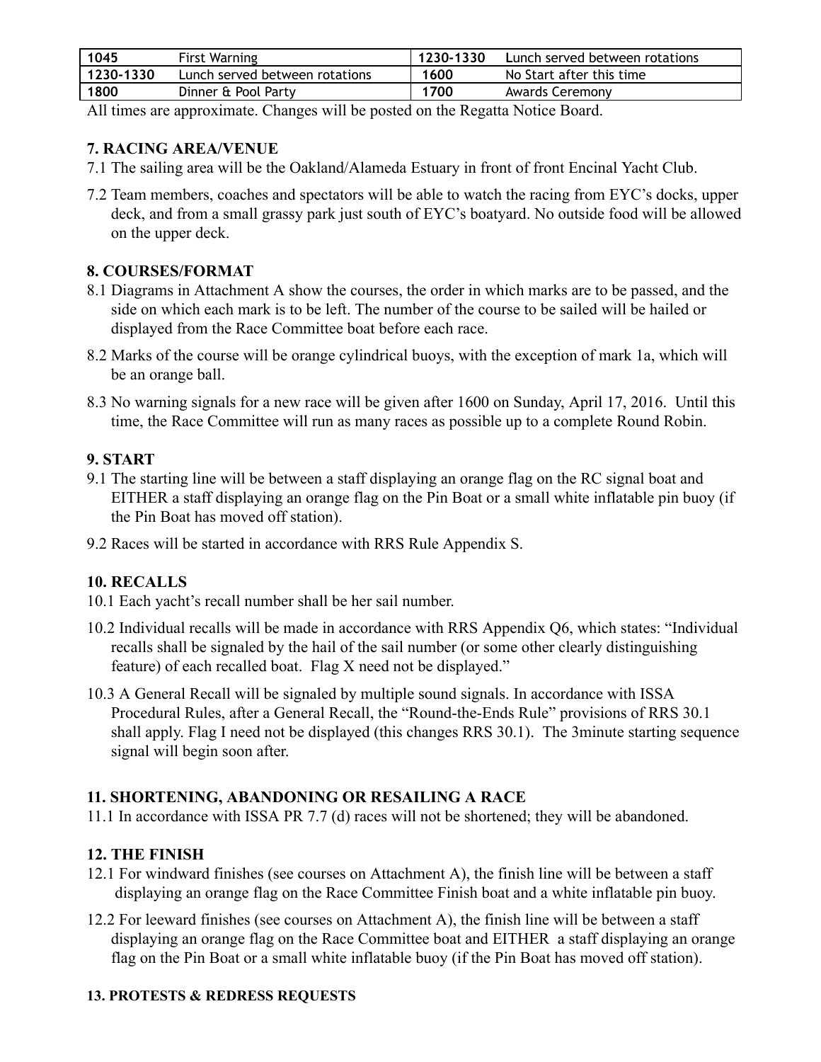| 1045 | First Warning | 1230-1330 | Lunch served between rotations |
|---|---|---|---|
| 1230-1330 | Lunch served between rotations | 1600 | No Start after this time |
| 1800 | Dinner & Pool Party | 1700 | Awards Ceremony |

All times are approximate. Changes will be posted on the Regatta Notice Board.

## 7. RACING AREA/VENUE

7.1 The sailing area will be the Oakland/Alameda Estuary in front of front Encinal Yacht Club.

7.2 Team members, coaches and spectators will be able to watch the racing from EYC's docks, upper deck, and from a small grassy park just south of EYC's boatyard. No outside food will be allowed on the upper deck.

## 8. COURSES/FORMAT

8.1 Diagrams in Attachment A show the courses, the order in which marks are to be passed, and the side on which each mark is to be left. The number of the course to be sailed will be hailed or displayed from the Race Committee boat before each race.

8.2 Marks of the course will be orange cylindrical buoys, with the exception of mark 1a, which will be an orange ball.

8.3 No warning signals for a new race will be given after 1600 on Sunday, April 17, 2016. Until this time, the Race Committee will run as many races as possible up to a complete Round Robin.

## 9. START

9.1 The starting line will be between a staff displaying an orange flag on the RC signal boat and EITHER a staff displaying an orange flag on the Pin Boat or a small white inflatable pin buoy (if the Pin Boat has moved off station).

9.2 Races will be started in accordance with RRS Rule Appendix S.

## 10. RECALLS

10.1 Each yacht's recall number shall be her sail number.

10.2 Individual recalls will be made in accordance with RRS Appendix Q6, which states: "Individual recalls shall be signaled by the hail of the sail number (or some other clearly distinguishing feature) of each recalled boat. Flag X need not be displayed."

10.3 A General Recall will be signaled by multiple sound signals. In accordance with ISSA Procedural Rules, after a General Recall, the "Round-the-Ends Rule" provisions of RRS 30.1 shall apply. Flag I need not be displayed (this changes RRS 30.1). The 3minute starting sequence signal will begin soon after.

## 11. SHORTENING, ABANDONING OR RESAILING A RACE

11.1 In accordance with ISSA PR 7.7 (d) races will not be shortened; they will be abandoned.

## 12. THE FINISH

12.1 For windward finishes (see courses on Attachment A), the finish line will be between a staff displaying an orange flag on the Race Committee Finish boat and a white inflatable pin buoy.

12.2 For leeward finishes (see courses on Attachment A), the finish line will be between a staff displaying an orange flag on the Race Committee boat and EITHER a staff displaying an orange flag on the Pin Boat or a small white inflatable buoy (if the Pin Boat has moved off station).

## 13. PROTESTS & REDRESS REQUESTS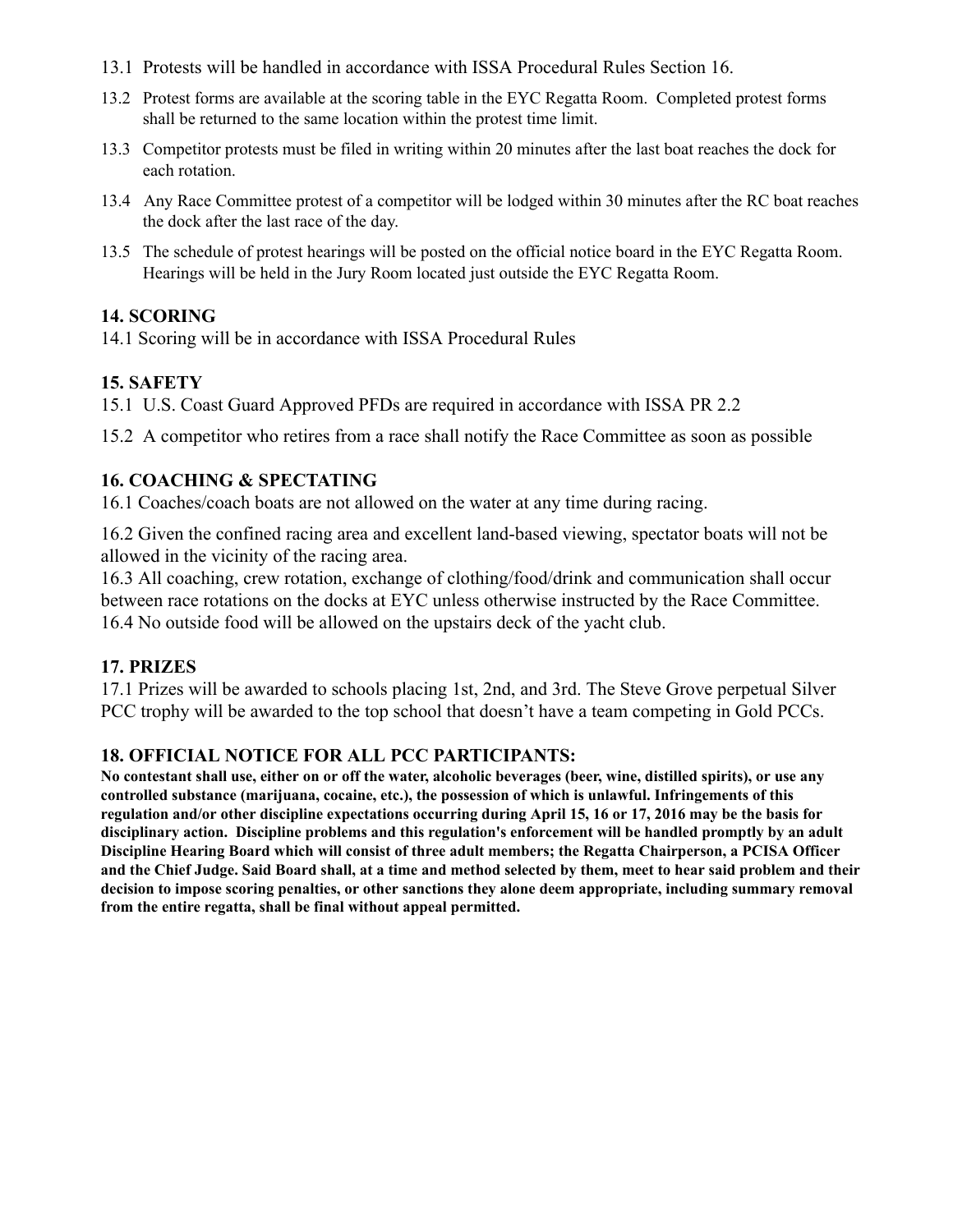13.1 Protests will be handled in accordance with ISSA Procedural Rules Section 16.

13.2 Protest forms are available at the scoring table in the EYC Regatta Room. Completed protest forms shall be returned to the same location within the protest time limit.

13.3 Competitor protests must be filed in writing within 20 minutes after the last boat reaches the dock for each rotation.

13.4 Any Race Committee protest of a competitor will be lodged within 30 minutes after the RC boat reaches the dock after the last race of the day.

13.5 The schedule of protest hearings will be posted on the official notice board in the EYC Regatta Room. Hearings will be held in the Jury Room located just outside the EYC Regatta Room.

## 14. SCORING

14.1 Scoring will be in accordance with ISSA Procedural Rules

## 15. SAFETY

15.1 U.S. Coast Guard Approved PFDs are required in accordance with ISSA PR 2.2

15.2 A competitor who retires from a race shall notify the Race Committee as soon as possible

## 16. COACHING & SPECTATING

16.1 Coaches/coach boats are not allowed on the water at any time during racing.

16.2 Given the confined racing area and excellent land-based viewing, spectator boats will not be allowed in the vicinity of the racing area.

16.3 All coaching, crew rotation, exchange of clothing/food/drink and communication shall occur between race rotations on the docks at EYC unless otherwise instructed by the Race Committee.

16.4 No outside food will be allowed on the upstairs deck of the yacht club.

## 17. PRIZES

17.1 Prizes will be awarded to schools placing 1st, 2nd, and 3rd. The Steve Grove perpetual Silver PCC trophy will be awarded to the top school that doesn't have a team competing in Gold PCCs.

## 18. OFFICIAL NOTICE FOR ALL PCC PARTICIPANTS:

**No contestant shall use, either on or off the water, alcoholic beverages (beer, wine, distilled spirits), or use any controlled substance (marijuana, cocaine, etc.), the possession of which is unlawful. Infringements of this regulation and/or other discipline expectations occurring during April 15, 16 or 17, 2016 may be the basis for disciplinary action. Discipline problems and this regulation's enforcement will be handled promptly by an adult Discipline Hearing Board which will consist of three adult members; the Regatta Chairperson, a PCISA Officer and the Chief Judge. Said Board shall, at a time and method selected by them, meet to hear said problem and their decision to impose scoring penalties, or other sanctions they alone deem appropriate, including summary removal from the entire regatta, shall be final without appeal permitted.**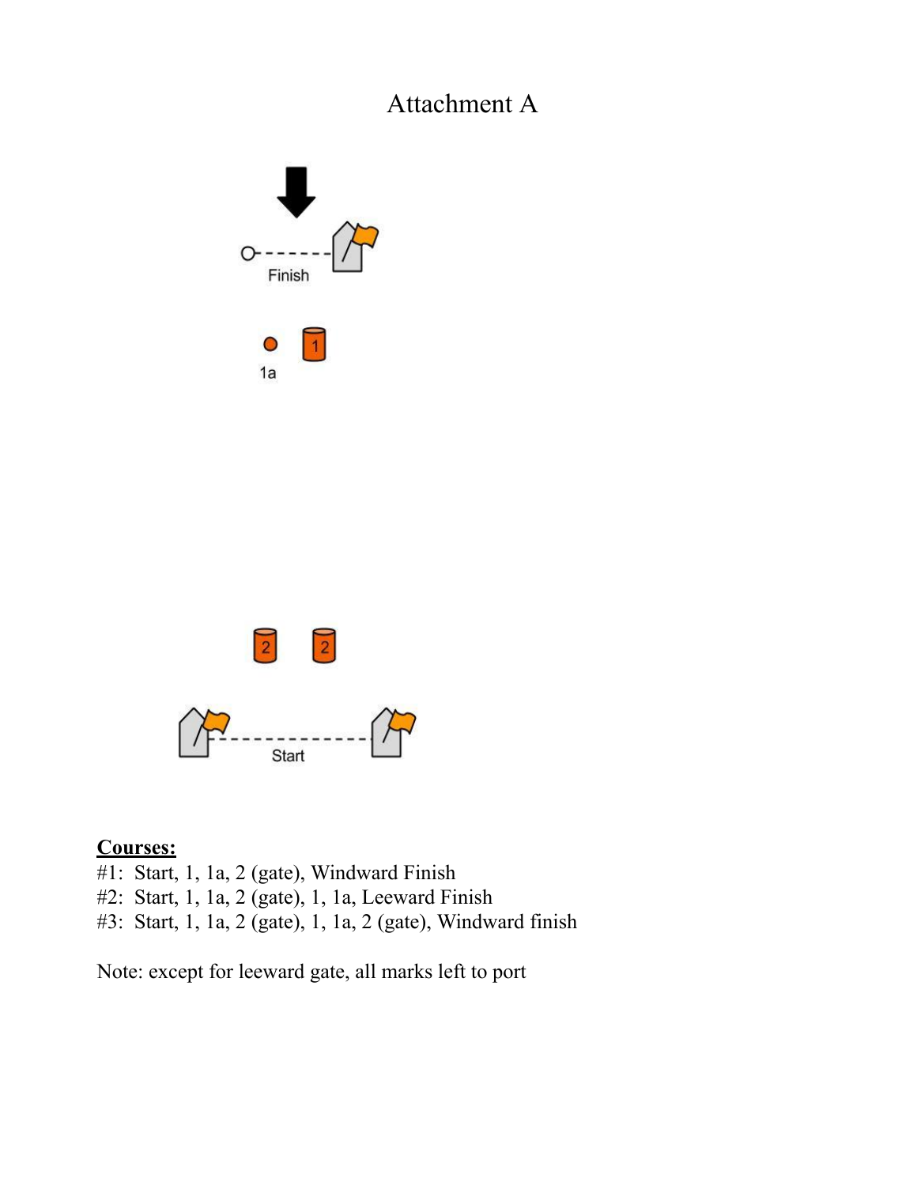# Attachment A

Finish

1

1a

2

2

Start

**<u>Courses:</u>**

#1: Start, 1, 1a, 2 (gate), Windward Finish
#2: Start, 1, 1a, 2 (gate), 1, 1a, Leeward Finish
#3: Start, 1, 1a, 2 (gate), 1, 1a, 2 (gate), Windward finish

Note: except for leeward gate, all marks left to port